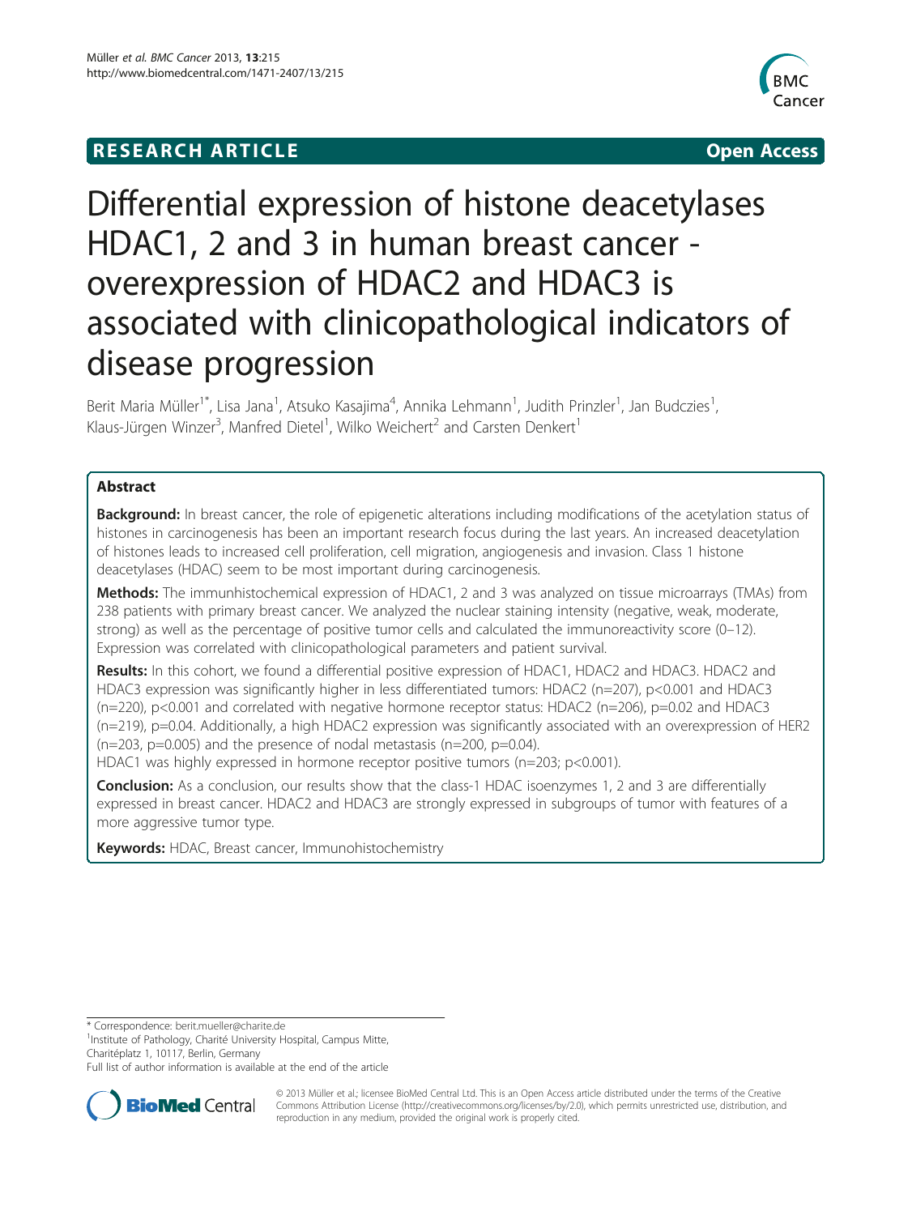RESEARCH ARTICLE Open Access

# Differential expression of histone deacetylases HDAC1, 2 and 3 in human breast cancer - overexpression of HDAC2 and HDAC3 is associated with clinicopathological indicators of disease progression

Berit Maria Müller[1*], Lisa Jana[1], Atsuko Kasajima[4], Annika Lehmann[1], Judith Prinzler[1], Jan Budczies[1], Klaus-Jürgen Winzer[3], Manfred Dietel[1], Wilko Weichert[2] and Carsten Denkert[1]

## Abstract

**Background:** In breast cancer, the role of epigenetic alterations including modifications of the acetylation status of histones in carcinogenesis has been an important research focus during the last years. An increased deacetylation of histones leads to increased cell proliferation, cell migration, angiogenesis and invasion. Class 1 histone deacetylases (HDAC) seem to be most important during carcinogenesis.

**Methods:** The immunhistochemical expression of HDAC1, 2 and 3 was analyzed on tissue microarrays (TMAs) from 238 patients with primary breast cancer. We analyzed the nuclear staining intensity (negative, weak, moderate, strong) as well as the percentage of positive tumor cells and calculated the immunoreactivity score (0–12). Expression was correlated with clinicopathological parameters and patient survival.

**Results:** In this cohort, we found a differential positive expression of HDAC1, HDAC2 and HDAC3. HDAC2 and HDAC3 expression was significantly higher in less differentiated tumors: HDAC2 (n=207), p<0.001 and HDAC3 (n=220), p<0.001 and correlated with negative hormone receptor status: HDAC2 (n=206), p=0.02 and HDAC3 (n=219), p=0.04. Additionally, a high HDAC2 expression was significantly associated with an overexpression of HER2 (n=203, p=0.005) and the presence of nodal metastasis (n=200, p=0.04).

HDAC1 was highly expressed in hormone receptor positive tumors (n=203; p<0.001).

**Conclusion:** As a conclusion, our results show that the class-1 HDAC isoenzymes 1, 2 and 3 are differentially expressed in breast cancer. HDAC2 and HDAC3 are strongly expressed in subgroups of tumor with features of a more aggressive tumor type.

**Keywords:** HDAC, Breast cancer, Immunohistochemistry

---

* Correspondence: berit.mueller@charite.de
[1]Institute of Pathology, Charité University Hospital, Campus Mitte, Charitéplatz 1, 10117, Berlin, Germany
Full list of author information is available at the end of the article

© 2013 Müller et al.; licensee BioMed Central Ltd. This is an Open Access article distributed under the terms of the Creative Commons Attribution License (http://creativecommons.org/licenses/by/2.0), which permits unrestricted use, distribution, and reproduction in any medium, provided the original work is properly cited.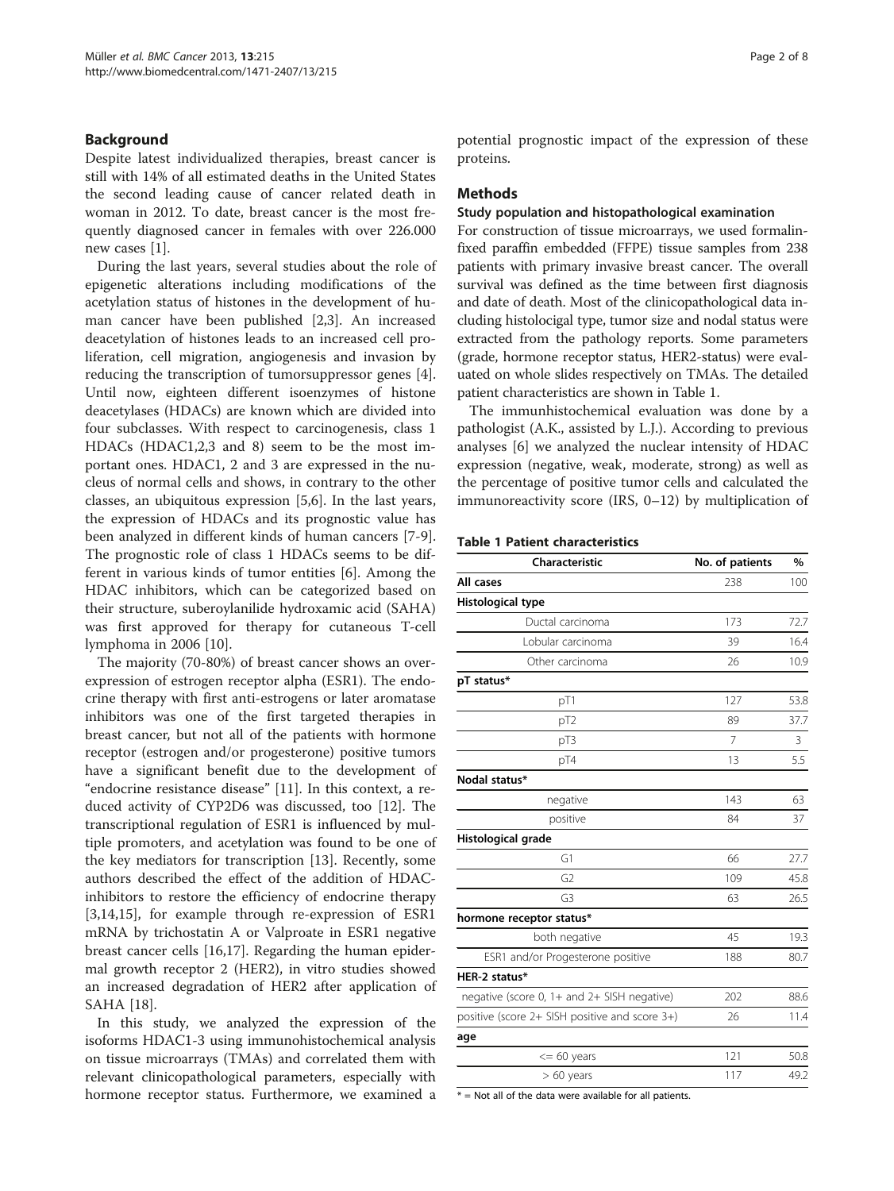## Background

Despite latest individualized therapies, breast cancer is still with 14% of all estimated deaths in the United States the second leading cause of cancer related death in woman in 2012. To date, breast cancer is the most frequently diagnosed cancer in females with over 226.000 new cases [1].

During the last years, several studies about the role of epigenetic alterations including modifications of the acetylation status of histones in the development of human cancer have been published [2,3]. An increased deacetylation of histones leads to an increased cell proliferation, cell migration, angiogenesis and invasion by reducing the transcription of tumorsuppressor genes [4]. Until now, eighteen different isoenzymes of histone deacetylases (HDACs) are known which are divided into four subclasses. With respect to carcinogenesis, class 1 HDACs (HDAC1,2,3 and 8) seem to be the most important ones. HDAC1, 2 and 3 are expressed in the nucleus of normal cells and shows, in contrary to the other classes, an ubiquitous expression [5,6]. In the last years, the expression of HDACs and its prognostic value has been analyzed in different kinds of human cancers [7-9]. The prognostic role of class 1 HDACs seems to be different in various kinds of tumor entities [6]. Among the HDAC inhibitors, which can be categorized based on their structure, suberoylanilide hydroxamic acid (SAHA) was first approved for therapy for cutaneous T-cell lymphoma in 2006 [10].

The majority (70-80%) of breast cancer shows an overexpression of estrogen receptor alpha (ESR1). The endocrine therapy with first anti-estrogens or later aromatase inhibitors was one of the first targeted therapies in breast cancer, but not all of the patients with hormone receptor (estrogen and/or progesterone) positive tumors have a significant benefit due to the development of "endocrine resistance disease" [11]. In this context, a reduced activity of CYP2D6 was discussed, too [12]. The transcriptional regulation of ESR1 is influenced by multiple promoters, and acetylation was found to be one of the key mediators for transcription [13]. Recently, some authors described the effect of the addition of HDAC-inhibitors to restore the efficiency of endocrine therapy [3,14,15], for example through re-expression of ESR1 mRNA by trichostatin A or Valproate in ESR1 negative breast cancer cells [16,17]. Regarding the human epidermal growth receptor 2 (HER2), in vitro studies showed an increased degradation of HER2 after application of SAHA [18].

In this study, we analyzed the expression of the isoforms HDAC1-3 using immunohistochemical analysis on tissue microarrays (TMAs) and correlated them with relevant clinicopathological parameters, especially with hormone receptor status. Furthermore, we examined a potential prognostic impact of the expression of these proteins.

## Methods

### Study population and histopathological examination

For construction of tissue microarrays, we used formalin-fixed paraffin embedded (FFPE) tissue samples from 238 patients with primary invasive breast cancer. The overall survival was defined as the time between first diagnosis and date of death. Most of the clinicopathological data including histolocigal type, tumor size and nodal status were extracted from the pathology reports. Some parameters (grade, hormone receptor status, HER2-status) were evaluated on whole slides respectively on TMAs. The detailed patient characteristics are shown in Table 1.

The immunhistochemical evaluation was done by a pathologist (A.K., assisted by L.J.). According to previous analyses [6] we analyzed the nuclear intensity of HDAC expression (negative, weak, moderate, strong) as well as the percentage of positive tumor cells and calculated the immunoreactivity score (IRS, 0–12) by multiplication of

**Table 1 Patient characteristics**

| Characteristic | No. of patients | % |
|---|---|---|
| **All cases** | 238 | 100 |
| **Histological type** | | |
| Ductal carcinoma | 173 | 72.7 |
| Lobular carcinoma | 39 | 16.4 |
| Other carcinoma | 26 | 10.9 |
| **pT status*** | | |
| pT1 | 127 | 53.8 |
| pT2 | 89 | 37.7 |
| pT3 | 7 | 3 |
| pT4 | 13 | 5.5 |
| **Nodal status*** | | |
| negative | 143 | 63 |
| positive | 84 | 37 |
| **Histological grade** | | |
| G1 | 66 | 27.7 |
| G2 | 109 | 45.8 |
| G3 | 63 | 26.5 |
| **hormone receptor status*** | | |
| both negative | 45 | 19.3 |
| ESR1 and/or Progesterone positive | 188 | 80.7 |
| **HER-2 status*** | | |
| negative (score 0, 1+ and 2+ SISH negative) | 202 | 88.6 |
| positive (score 2+ SISH positive and score 3+) | 26 | 11.4 |
| **age** | | |
| <= 60 years | 121 | 50.8 |
| > 60 years | 117 | 49.2 |

* = Not all of the data were available for all patients.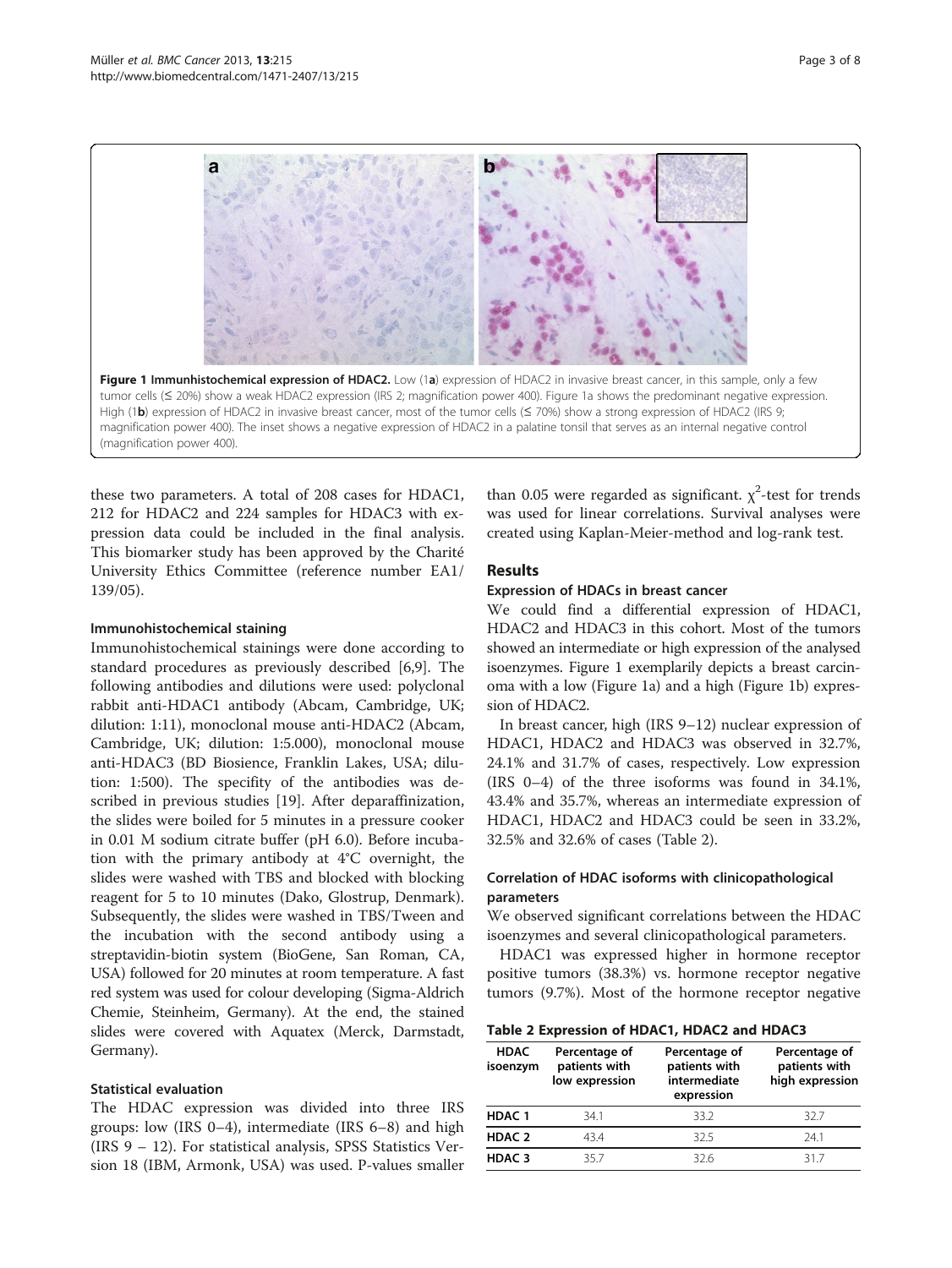**Figure 1 Immunhistochemical expression of HDAC2.** Low (1**a**) expression of HDAC2 in invasive breast cancer, in this sample, only a few tumor cells (≤ 20%) show a weak HDAC2 expression (IRS 2; magnification power 400). Figure 1a shows the predominant negative expression. High (1**b**) expression of HDAC2 in invasive breast cancer, most of the tumor cells (≤ 70%) show a strong expression of HDAC2 (IRS 9; magnification power 400). The inset shows a negative expression of HDAC2 in a palatine tonsil that serves as an internal negative control (magnification power 400).

these two parameters. A total of 208 cases for HDAC1, 212 for HDAC2 and 224 samples for HDAC3 with expression data could be included in the final analysis. This biomarker study has been approved by the Charité University Ethics Committee (reference number EA1/139/05).

### Immunohistochemical staining

Immunohistochemical stainings were done according to standard procedures as previously described [6,9]. The following antibodies and dilutions were used: polyclonal rabbit anti-HDAC1 antibody (Abcam, Cambridge, UK; dilution: 1:11), monoclonal mouse anti-HDAC2 (Abcam, Cambridge, UK; dilution: 1:5.000), monoclonal mouse anti-HDAC3 (BD Biosience, Franklin Lakes, USA; dilution: 1:500). The specifity of the antibodies was described in previous studies [19]. After deparaffinization, the slides were boiled for 5 minutes in a pressure cooker in 0.01 M sodium citrate buffer (pH 6.0). Before incubation with the primary antibody at 4°C overnight, the slides were washed with TBS and blocked with blocking reagent for 5 to 10 minutes (Dako, Glostrup, Denmark). Subsequently, the slides were washed in TBS/Tween and the incubation with the second antibody using a streptavidin-biotin system (BioGene, San Roman, CA, USA) followed for 20 minutes at room temperature. A fast red system was used for colour developing (Sigma-Aldrich Chemie, Steinheim, Germany). At the end, the stained slides were covered with Aquatex (Merck, Darmstadt, Germany).

### Statistical evaluation

The HDAC expression was divided into three IRS groups: low (IRS 0–4), intermediate (IRS 6–8) and high (IRS 9 – 12). For statistical analysis, SPSS Statistics Version 18 (IBM, Armonk, USA) was used. P-values smaller than 0.05 were regarded as significant. $\chi^2$-test for trends was used for linear correlations. Survival analyses were created using Kaplan-Meier-method and log-rank test.

## Results

### Expression of HDACs in breast cancer

We could find a differential expression of HDAC1, HDAC2 and HDAC3 in this cohort. Most of the tumors showed an intermediate or high expression of the analysed isoenzymes. Figure 1 exemplarily depicts a breast carcinoma with a low (Figure 1a) and a high (Figure 1b) expression of HDAC2.

In breast cancer, high (IRS 9–12) nuclear expression of HDAC1, HDAC2 and HDAC3 was observed in 32.7%, 24.1% and 31.7% of cases, respectively. Low expression (IRS 0–4) of the three isoforms was found in 34.1%, 43.4% and 35.7%, whereas an intermediate expression of HDAC1, HDAC2 and HDAC3 could be seen in 33.2%, 32.5% and 32.6% of cases (Table 2).

### Correlation of HDAC isoforms with clinicopathological parameters

We observed significant correlations between the HDAC isoenzymes and several clinicopathological parameters.

HDAC1 was expressed higher in hormone receptor positive tumors (38.3%) vs. hormone receptor negative tumors (9.7%). Most of the hormone receptor negative

**Table 2 Expression of HDAC1, HDAC2 and HDAC3**

| HDAC isoenzym | Percentage of patients with low expression | Percentage of patients with intermediate expression | Percentage of patients with high expression |
|---|---|---|---|
| HDAC 1 | 34.1 | 33.2 | 32.7 |
| HDAC 2 | 43.4 | 32.5 | 24.1 |
| HDAC 3 | 35.7 | 32.6 | 31.7 |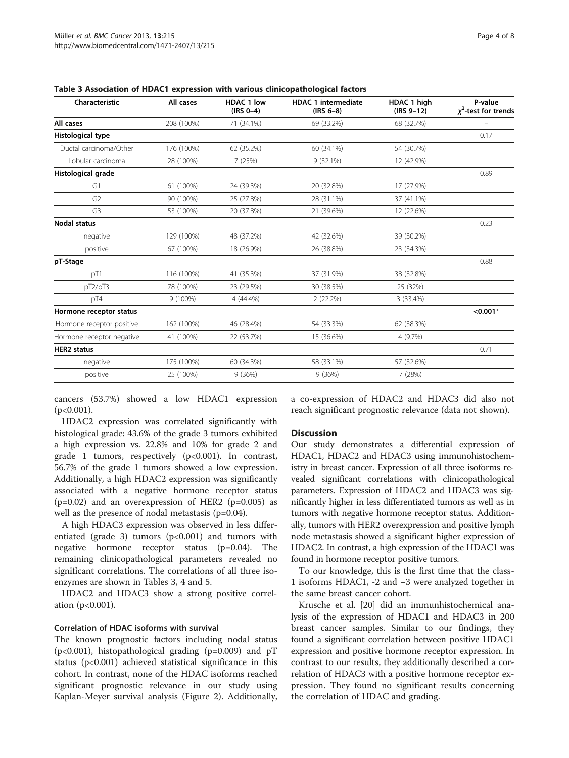**Table 3 Association of HDAC1 expression with various clinicopathological factors**

| Characteristic | All cases | HDAC 1 low (IRS 0–4) | HDAC 1 intermediate (IRS 6–8) | HDAC 1 high (IRS 9–12) | P-value $\chi^2$-test for trends |
|---|---|---|---|---|---|
| **All cases** | 208 (100%) | 71 (34.1%) | 69 (33.2%) | 68 (32.7%) | – |
| **Histological type** | | | | | 0.17 |
| Ductal carcinoma/Other | 176 (100%) | 62 (35.2%) | 60 (34.1%) | 54 (30.7%) | |
| Lobular carcinoma | 28 (100%) | 7 (25%) | 9 (32.1%) | 12 (42.9%) | |
| **Histological grade** | | | | | 0.89 |
| G1 | 61 (100%) | 24 (39.3%) | 20 (32.8%) | 17 (27.9%) | |
| G2 | 90 (100%) | 25 (27.8%) | 28 (31.1%) | 37 (41.1%) | |
| G3 | 53 (100%) | 20 (37.8%) | 21 (39.6%) | 12 (22.6%) | |
| **Nodal status** | | | | | 0.23 |
| negative | 129 (100%) | 48 (37.2%) | 42 (32.6%) | 39 (30.2%) | |
| positive | 67 (100%) | 18 (26.9%) | 26 (38.8%) | 23 (34.3%) | |
| **pT-Stage** | | | | | 0.88 |
| pT1 | 116 (100%) | 41 (35.3%) | 37 (31.9%) | 38 (32.8%) | |
| pT2/pT3 | 78 (100%) | 23 (29.5%) | 30 (38.5%) | 25 (32%) | |
| pT4 | 9 (100%) | 4 (44.4%) | 2 (22.2%) | 3 (33.4%) | |
| **Hormone receptor status** | | | | | **<0.001*** |
| Hormone receptor positive | 162 (100%) | 46 (28.4%) | 54 (33.3%) | 62 (38.3%) | |
| Hormone receptor negative | 41 (100%) | 22 (53.7%) | 15 (36.6%) | 4 (9.7%) | |
| **HER2 status** | | | | | 0.71 |
| negative | 175 (100%) | 60 (34.3%) | 58 (33.1%) | 57 (32.6%) | |
| positive | 25 (100%) | 9 (36%) | 9 (36%) | 7 (28%) | |

cancers (53.7%) showed a low HDAC1 expression (p<0.001).

HDAC2 expression was correlated significantly with histological grade: 43.6% of the grade 3 tumors exhibited a high expression vs. 22.8% and 10% for grade 2 and grade 1 tumors, respectively (p<0.001). In contrast, 56.7% of the grade 1 tumors showed a low expression. Additionally, a high HDAC2 expression was significantly associated with a negative hormone receptor status (p=0.02) and an overexpression of HER2 (p=0.005) as well as the presence of nodal metastasis (p=0.04).

A high HDAC3 expression was observed in less differentiated (grade 3) tumors (p<0.001) and tumors with negative hormone receptor status (p=0.04). The remaining clinicopathological parameters revealed no significant correlations. The correlations of all three isoenzymes are shown in Tables 3, 4 and 5.

HDAC2 and HDAC3 show a strong positive correlation (p<0.001).

### Correlation of HDAC isoforms with survival

The known prognostic factors including nodal status (p<0.001), histopathological grading (p=0.009) and pT status (p<0.001) achieved statistical significance in this cohort. In contrast, none of the HDAC isoforms reached significant prognostic relevance in our study using Kaplan-Meyer survival analysis (Figure 2). Additionally, a co-expression of HDAC2 and HDAC3 did also not reach significant prognostic relevance (data not shown).

## Discussion

Our study demonstrates a differential expression of HDAC1, HDAC2 and HDAC3 using immunohistochemistry in breast cancer. Expression of all three isoforms revealed significant correlations with clinicopathological parameters. Expression of HDAC2 and HDAC3 was significantly higher in less differentiated tumors as well as in tumors with negative hormone receptor status. Additionally, tumors with HER2 overexpression and positive lymph node metastasis showed a significant higher expression of HDAC2. In contrast, a high expression of the HDAC1 was found in hormone receptor positive tumors.

To our knowledge, this is the first time that the class-1 isoforms HDAC1, -2 and −3 were analyzed together in the same breast cancer cohort.

Krusche et al. [20] did an immunhistochemical analysis of the expression of HDAC1 and HDAC3 in 200 breast cancer samples. Similar to our findings, they found a significant correlation between positive HDAC1 expression and positive hormone receptor expression. In contrast to our results, they additionally described a correlation of HDAC3 with a positive hormone receptor expression. They found no significant results concerning the correlation of HDAC and grading.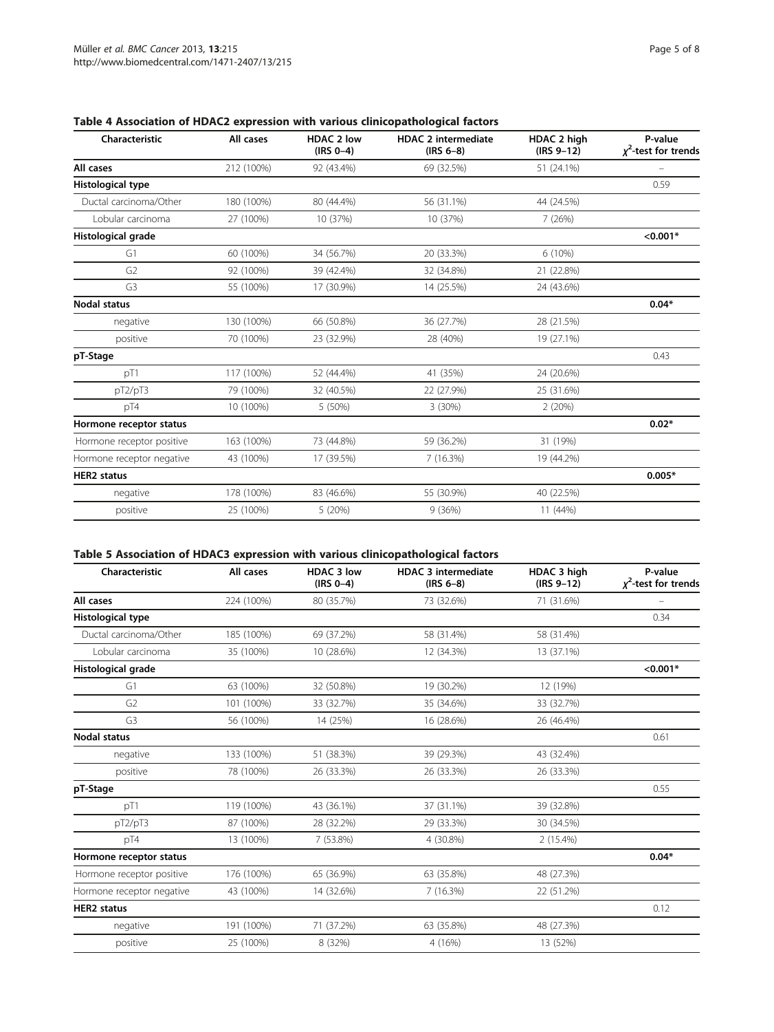**Table 4 Association of HDAC2 expression with various clinicopathological factors**

| Characteristic | All cases | HDAC 2 low (IRS 0–4) | HDAC 2 intermediate (IRS 6–8) | HDAC 2 high (IRS 9–12) | P-value $\chi^2$-test for trends |
|---|---|---|---|---|---|
| **All cases** | 212 (100%) | 92 (43.4%) | 69 (32.5%) | 51 (24.1%) | – |
| **Histological type** | | | | | 0.59 |
| Ductal carcinoma/Other | 180 (100%) | 80 (44.4%) | 56 (31.1%) | 44 (24.5%) | |
| Lobular carcinoma | 27 (100%) | 10 (37%) | 10 (37%) | 7 (26%) | |
| **Histological grade** | | | | | **<0.001*** |
| G1 | 60 (100%) | 34 (56.7%) | 20 (33.3%) | 6 (10%) | |
| G2 | 92 (100%) | 39 (42.4%) | 32 (34.8%) | 21 (22.8%) | |
| G3 | 55 (100%) | 17 (30.9%) | 14 (25.5%) | 24 (43.6%) | |
| **Nodal status** | | | | | **0.04*** |
| negative | 130 (100%) | 66 (50.8%) | 36 (27.7%) | 28 (21.5%) | |
| positive | 70 (100%) | 23 (32.9%) | 28 (40%) | 19 (27.1%) | |
| **pT-Stage** | | | | | 0.43 |
| pT1 | 117 (100%) | 52 (44.4%) | 41 (35%) | 24 (20.6%) | |
| pT2/pT3 | 79 (100%) | 32 (40.5%) | 22 (27.9%) | 25 (31.6%) | |
| pT4 | 10 (100%) | 5 (50%) | 3 (30%) | 2 (20%) | |
| **Hormone receptor status** | | | | | **0.02*** |
| Hormone receptor positive | 163 (100%) | 73 (44.8%) | 59 (36.2%) | 31 (19%) | |
| Hormone receptor negative | 43 (100%) | 17 (39.5%) | 7 (16.3%) | 19 (44.2%) | |
| **HER2 status** | | | | | **0.005*** |
| negative | 178 (100%) | 83 (46.6%) | 55 (30.9%) | 40 (22.5%) | |
| positive | 25 (100%) | 5 (20%) | 9 (36%) | 11 (44%) | |

**Table 5 Association of HDAC3 expression with various clinicopathological factors**

| Characteristic | All cases | HDAC 3 low (IRS 0–4) | HDAC 3 intermediate (IRS 6–8) | HDAC 3 high (IRS 9–12) | P-value $\chi^2$-test for trends |
|---|---|---|---|---|---|
| **All cases** | 224 (100%) | 80 (35.7%) | 73 (32.6%) | 71 (31.6%) | – |
| **Histological type** | | | | | 0.34 |
| Ductal carcinoma/Other | 185 (100%) | 69 (37.2%) | 58 (31.4%) | 58 (31.4%) | |
| Lobular carcinoma | 35 (100%) | 10 (28.6%) | 12 (34.3%) | 13 (37.1%) | |
| **Histological grade** | | | | | **<0.001*** |
| G1 | 63 (100%) | 32 (50.8%) | 19 (30.2%) | 12 (19%) | |
| G2 | 101 (100%) | 33 (32.7%) | 35 (34.6%) | 33 (32.7%) | |
| G3 | 56 (100%) | 14 (25%) | 16 (28.6%) | 26 (46.4%) | |
| **Nodal status** | | | | | 0.61 |
| negative | 133 (100%) | 51 (38.3%) | 39 (29.3%) | 43 (32.4%) | |
| positive | 78 (100%) | 26 (33.3%) | 26 (33.3%) | 26 (33.3%) | |
| **pT-Stage** | | | | | 0.55 |
| pT1 | 119 (100%) | 43 (36.1%) | 37 (31.1%) | 39 (32.8%) | |
| pT2/pT3 | 87 (100%) | 28 (32.2%) | 29 (33.3%) | 30 (34.5%) | |
| pT4 | 13 (100%) | 7 (53.8%) | 4 (30.8%) | 2 (15.4%) | |
| **Hormone receptor status** | | | | | **0.04*** |
| Hormone receptor positive | 176 (100%) | 65 (36.9%) | 63 (35.8%) | 48 (27.3%) | |
| Hormone receptor negative | 43 (100%) | 14 (32.6%) | 7 (16.3%) | 22 (51.2%) | |
| **HER2 status** | | | | | 0.12 |
| negative | 191 (100%) | 71 (37.2%) | 63 (35.8%) | 48 (27.3%) | |
| positive | 25 (100%) | 8 (32%) | 4 (16%) | 13 (52%) | |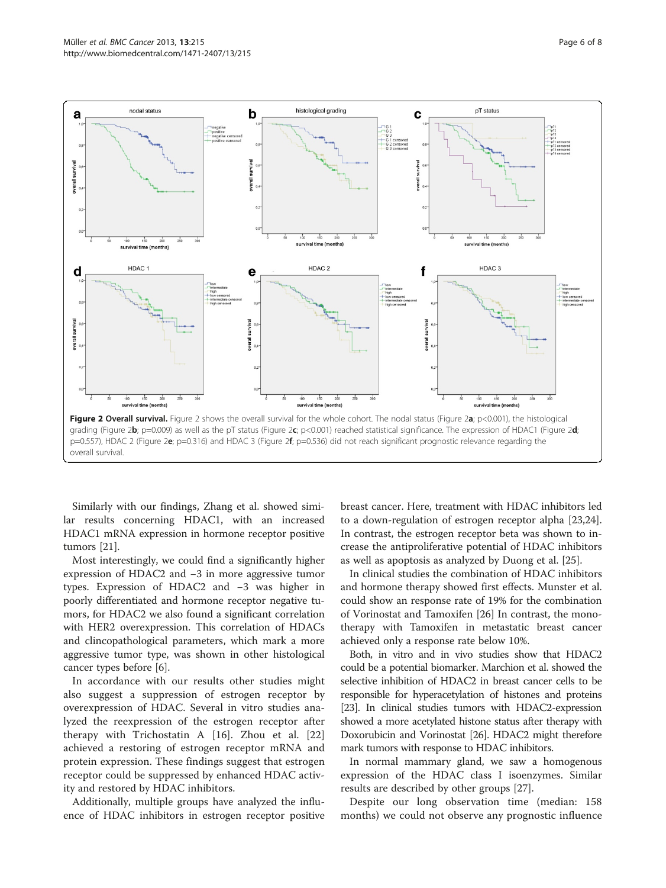**Figure 2 Overall survival.** Figure 2 shows the overall survival for the whole cohort. The nodal status (Figure 2**a**; p<0.001), the histological grading (Figure 2**b**; p=0.009) as well as the pT status (Figure 2**c**; p<0.001) reached statistical significance. The expression of HDAC1 (Figure 2**d**; p=0.557), HDAC 2 (Figure 2**e**; p=0.316) and HDAC 3 (Figure 2**f**; p=0.536) did not reach significant prognostic relevance regarding the overall survival.

Similarly with our findings, Zhang et al. showed similar results concerning HDAC1, with an increased HDAC1 mRNA expression in hormone receptor positive tumors [21].

Most interestingly, we could find a significantly higher expression of HDAC2 and −3 in more aggressive tumor types. Expression of HDAC2 and −3 was higher in poorly differentiated and hormone receptor negative tumors, for HDAC2 we also found a significant correlation with HER2 overexpression. This correlation of HDACs and clincopathological parameters, which mark a more aggressive tumor type, was shown in other histological cancer types before [6].

In accordance with our results other studies might also suggest a suppression of estrogen receptor by overexpression of HDAC. Several in vitro studies analyzed the reexpression of the estrogen receptor after therapy with Trichostatin A [16]. Zhou et al. [22] achieved a restoring of estrogen receptor mRNA and protein expression. These findings suggest that estrogen receptor could be suppressed by enhanced HDAC activity and restored by HDAC inhibitors.

Additionally, multiple groups have analyzed the influence of HDAC inhibitors in estrogen receptor positive breast cancer. Here, treatment with HDAC inhibitors led to a down-regulation of estrogen receptor alpha [23,24]. In contrast, the estrogen receptor beta was shown to increase the antiproliferative potential of HDAC inhibitors as well as apoptosis as analyzed by Duong et al. [25].

In clinical studies the combination of HDAC inhibitors and hormone therapy showed first effects. Munster et al. could show an response rate of 19% for the combination of Vorinostat and Tamoxifen [26] In contrast, the monotherapy with Tamoxifen in metastatic breast cancer achieved only a response rate below 10%.

Both, in vitro and in vivo studies show that HDAC2 could be a potential biomarker. Marchion et al. showed the selective inhibition of HDAC2 in breast cancer cells to be responsible for hyperacetylation of histones and proteins [23]. In clinical studies tumors with HDAC2-expression showed a more acetylated histone status after therapy with Doxorubicin and Vorinostat [26]. HDAC2 might therefore mark tumors with response to HDAC inhibitors.

In normal mammary gland, we saw a homogenous expression of the HDAC class I isoenzymes. Similar results are described by other groups [27].

Despite our long observation time (median: 158 months) we could not observe any prognostic influence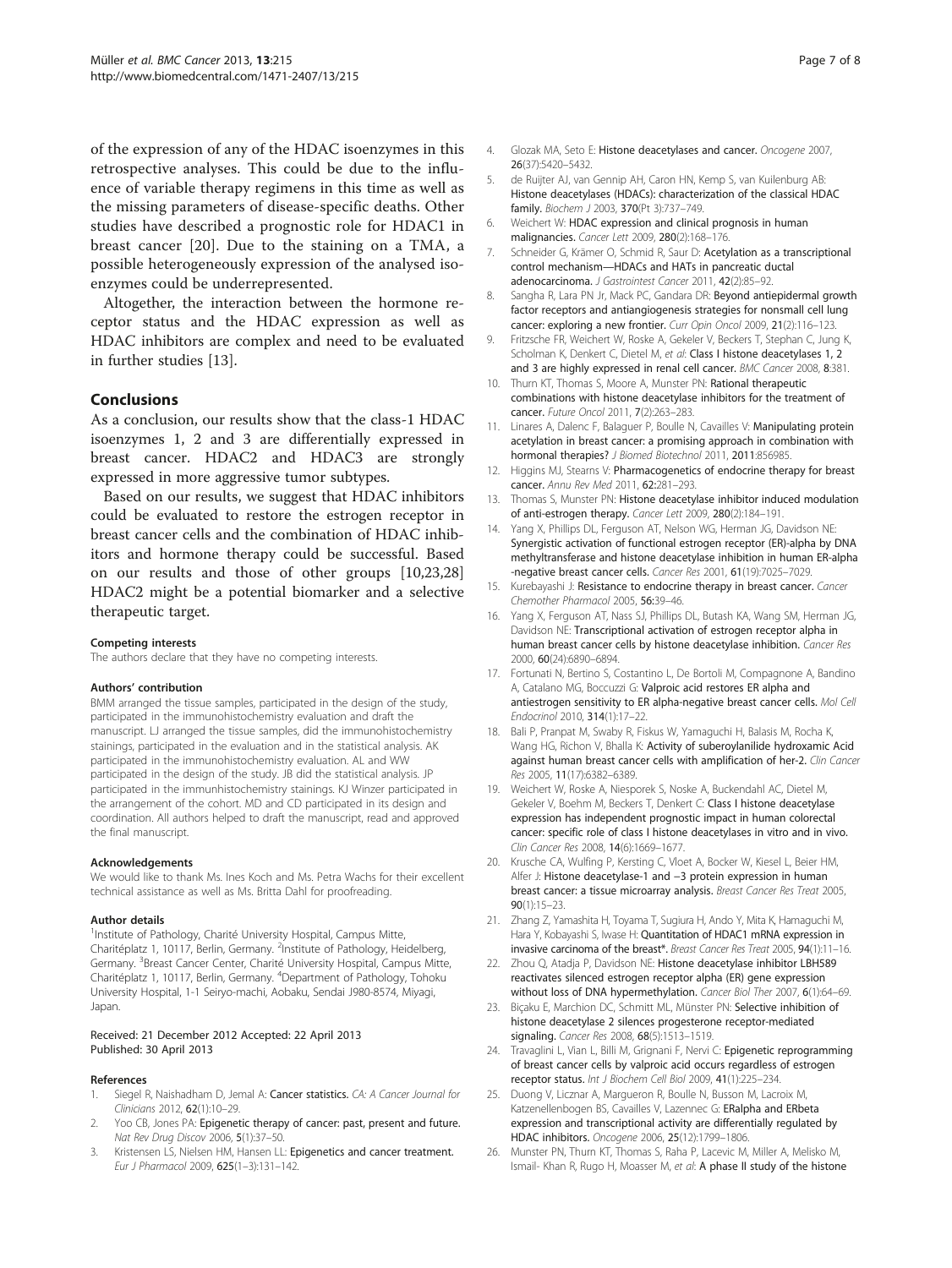of the expression of any of the HDAC isoenzymes in this retrospective analyses. This could be due to the influence of variable therapy regimens in this time as well as the missing parameters of disease-specific deaths. Other studies have described a prognostic role for HDAC1 in breast cancer [20]. Due to the staining on a TMA, a possible heterogeneously expression of the analysed isoenzymes could be underrepresented.

Altogether, the interaction between the hormone receptor status and the HDAC expression as well as HDAC inhibitors are complex and need to be evaluated in further studies [13].

## Conclusions

As a conclusion, our results show that the class-1 HDAC isoenzymes 1, 2 and 3 are differentially expressed in breast cancer. HDAC2 and HDAC3 are strongly expressed in more aggressive tumor subtypes.

Based on our results, we suggest that HDAC inhibitors could be evaluated to restore the estrogen receptor in breast cancer cells and the combination of HDAC inhibitors and hormone therapy could be successful. Based on our results and those of other groups [10,23,28] HDAC2 might be a potential biomarker and a selective therapeutic target.

#### Competing interests

The authors declare that they have no competing interests.

#### Authors' contribution

BMM arranged the tissue samples, participated in the design of the study, participated in the immunohistochemistry evaluation and draft the manuscript. LJ arranged the tissue samples, did the immunohistochemistry stainings, participated in the evaluation and in the statistical analysis. AK participated in the immunohistochemistry evaluation. AL and WW participated in the design of the study. JB did the statistical analysis. JP participated in the immunhistochemistry stainings. KJ Winzer participated in the arrangement of the cohort. MD and CD participated in its design and coordination. All authors helped to draft the manuscript, read and approved the final manuscript.

#### Acknowledgements

We would like to thank Ms. Ines Koch and Ms. Petra Wachs for their excellent technical assistance as well as Ms. Britta Dahl for proofreading.

#### Author details

[1]Institute of Pathology, Charité University Hospital, Campus Mitte, Charitéplatz 1, 10117, Berlin, Germany. [2]Institute of Pathology, Heidelberg, Germany. [3]Breast Cancer Center, Charité University Hospital, Campus Mitte, Charitéplatz 1, 10117, Berlin, Germany. [4]Department of Pathology, Tohoku University Hospital, 1-1 Seiryo-machi, Aobaku, Sendai J980-8574, Miyagi, Japan.

Received: 21 December 2012 Accepted: 22 April 2013
Published: 30 April 2013

#### References

1. Siegel R, Naishadham D, Jemal A: **Cancer statistics.** *CA: A Cancer Journal for Clinicians* 2012, **62**(1):10–29.
2. Yoo CB, Jones PA: **Epigenetic therapy of cancer: past, present and future.** *Nat Rev Drug Discov* 2006, **5**(1):37–50.
3. Kristensen LS, Nielsen HM, Hansen LL: **Epigenetics and cancer treatment.** *Eur J Pharmacol* 2009, **625**(1–3):131–142.
4. Glozak MA, Seto E: **Histone deacetylases and cancer.** *Oncogene* 2007, **26**(37):5420–5432.
5. de Ruijter AJ, van Gennip AH, Caron HN, Kemp S, van Kuilenburg AB: **Histone deacetylases (HDACs): characterization of the classical HDAC family.** *Biochem J* 2003, **370**(Pt 3):737–749.
6. Weichert W: **HDAC expression and clinical prognosis in human malignancies.** *Cancer Lett* 2009, **280**(2):168–176.
7. Schneider G, Krämer O, Schmid R, Saur D: **Acetylation as a transcriptional control mechanism—HDACs and HATs in pancreatic ductal adenocarcinoma.** *J Gastrointest Cancer* 2011, **42**(2):85–92.
8. Sangha R, Lara PN Jr, Mack PC, Gandara DR: **Beyond antiepidermal growth factor receptors and antiangiogenesis strategies for nonsmall cell lung cancer: exploring a new frontier.** *Curr Opin Oncol* 2009, **21**(2):116–123.
9. Fritzsche FR, Weichert W, Roske A, Gekeler V, Beckers T, Stephan C, Jung K, Scholman K, Denkert C, Dietel M, *et al*: **Class I histone deacetylases 1, 2 and 3 are highly expressed in renal cell cancer.** *BMC Cancer* 2008, **8**:381.
10. Thurn KT, Thomas S, Moore A, Munster PN: **Rational therapeutic combinations with histone deacetylase inhibitors for the treatment of cancer.** *Future Oncol* 2011, **7**(2):263–283.
11. Linares A, Dalenc F, Balaguer P, Boulle N, Cavailles V: **Manipulating protein acetylation in breast cancer: a promising approach in combination with hormonal therapies?** *J Biomed Biotechnol* 2011, **2011**:856985.
12. Higgins MJ, Stearns V: **Pharmacogenetics of endocrine therapy for breast cancer.** *Annu Rev Med* 2011, **62**:281–293.
13. Thomas S, Munster PN: **Histone deacetylase inhibitor induced modulation of anti-estrogen therapy.** *Cancer Lett* 2009, **280**(2):184–191.
14. Yang X, Phillips DL, Ferguson AT, Nelson WG, Herman JG, Davidson NE: **Synergistic activation of functional estrogen receptor (ER)-alpha by DNA methyltransferase and histone deacetylase inhibition in human ER-alpha -negative breast cancer cells.** *Cancer Res* 2001, **61**(19):7025–7029.
15. Kurebayashi J: **Resistance to endocrine therapy in breast cancer.** *Cancer Chemother Pharmacol* 2005, **56**:39–46.
16. Yang X, Ferguson AT, Nass SJ, Phillips DL, Butash KA, Wang SM, Herman JG, Davidson NE: **Transcriptional activation of estrogen receptor alpha in human breast cancer cells by histone deacetylase inhibition.** *Cancer Res* 2000, **60**(24):6890–6894.
17. Fortunati N, Bertino S, Costantino L, De Bortoli M, Compagnone A, Bandino A, Catalano MG, Boccuzzi G: **Valproic acid restores ER alpha and antiestrogen sensitivity to ER alpha-negative breast cancer cells.** *Mol Cell Endocrinol* 2010, **314**(1):17–22.
18. Bali P, Pranpat M, Swaby R, Fiskus W, Yamaguchi H, Balasis M, Rocha K, Wang HG, Richon V, Bhalla K: **Activity of suberoylanilide hydroxamic Acid against human breast cancer cells with amplification of her-2.** *Clin Cancer Res* 2005, **11**(17):6382–6389.
19. Weichert W, Roske A, Niesporek S, Noske A, Buckendahl AC, Dietel M, Gekeler V, Boehm M, Beckers T, Denkert C: **Class I histone deacetylase expression has independent prognostic impact in human colorectal cancer: specific role of class I histone deacetylases in vitro and in vivo.** *Clin Cancer Res* 2008, **14**(6):1669–1677.
20. Krusche CA, Wulfing P, Kersting C, Vloet A, Bocker W, Kiesel L, Beier HM, Alfer J: **Histone deacetylase-1 and −3 protein expression in human breast cancer: a tissue microarray analysis.** *Breast Cancer Res Treat* 2005, **90**(1):15–23.
21. Zhang Z, Yamashita H, Toyama T, Sugiura H, Ando Y, Mita K, Hamaguchi M, Hara Y, Kobayashi S, Iwase H: **Quantitation of HDAC1 mRNA expression in invasive carcinoma of the breast*.** *Breast Cancer Res Treat* 2005, **94**(1):11–16.
22. Zhou Q, Atadja P, Davidson NE: **Histone deacetylase inhibitor LBH589 reactivates silenced estrogen receptor alpha (ER) gene expression without loss of DNA hypermethylation.** *Cancer Biol Ther* 2007, **6**(1):64–69.
23. Biçaku E, Marchion DC, Schmitt ML, Münster PN: **Selective inhibition of histone deacetylase 2 silences progesterone receptor-mediated signaling.** *Cancer Res* 2008, **68**(5):1513–1519.
24. Travaglini L, Vian L, Billi M, Grignani F, Nervi C: **Epigenetic reprogramming of breast cancer cells by valproic acid occurs regardless of estrogen receptor status.** *Int J Biochem Cell Biol* 2009, **41**(1):225–234.
25. Duong V, Licznar A, Margueron R, Boulle N, Busson M, Lacroix M, Katzenellenbogen BS, Cavailles V, Lazennec G: **ERalpha and ERbeta expression and transcriptional activity are differentially regulated by HDAC inhibitors.** *Oncogene* 2006, **25**(12):1799–1806.
26. Munster PN, Thurn KT, Thomas S, Raha P, Lacevic M, Miller A, Melisko M, Ismail- Khan R, Rugo H, Moasser M, *et al*: **A phase II study of the histone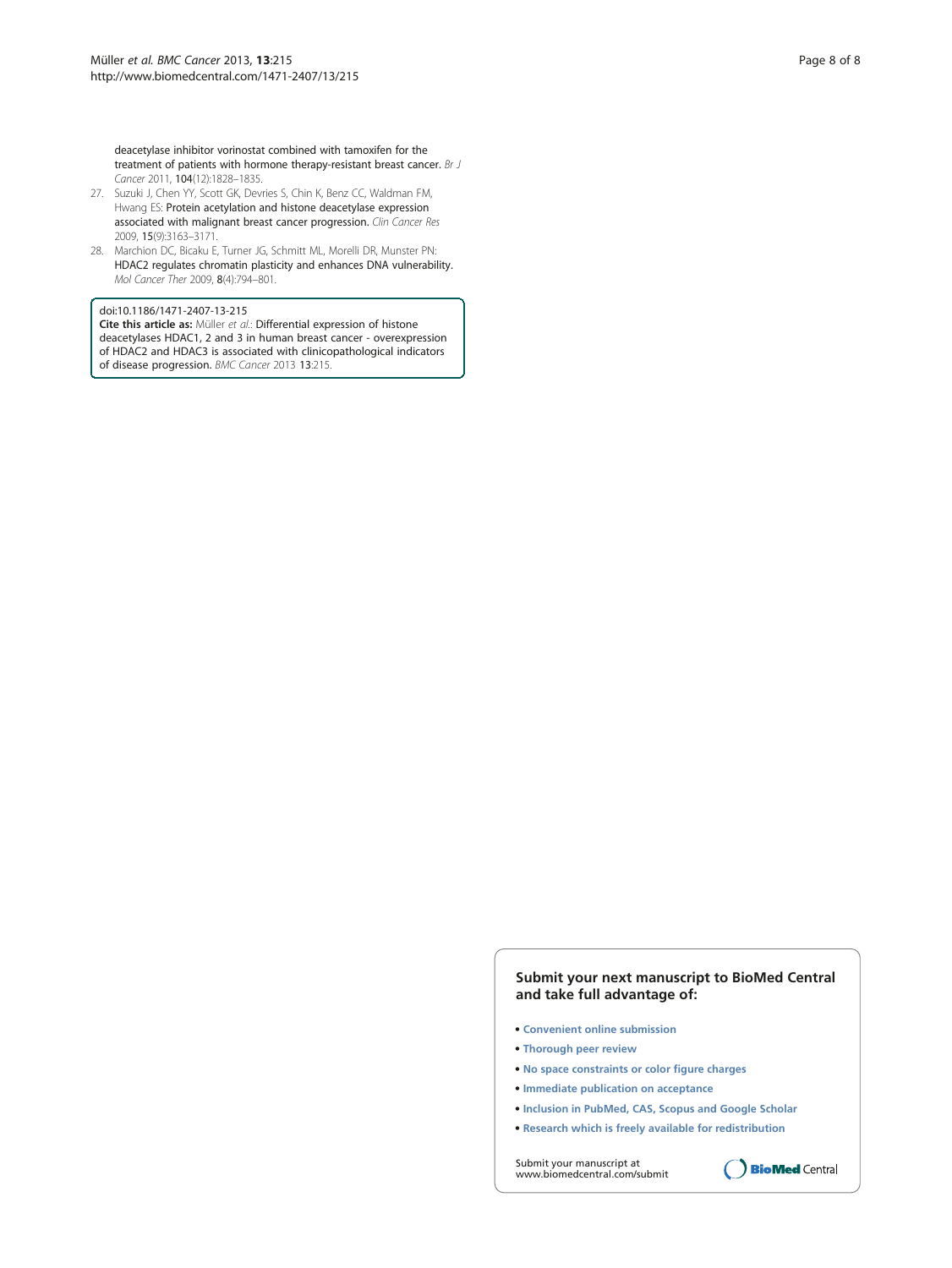deacetylase inhibitor vorinostat combined with tamoxifen for the treatment of patients with hormone therapy-resistant breast cancer. *Br J Cancer* 2011, **104**(12):1828–1835.

27. Suzuki J, Chen YY, Scott GK, Devries S, Chin K, Benz CC, Waldman FM, Hwang ES: Protein acetylation and histone deacetylase expression associated with malignant breast cancer progression. *Clin Cancer Res* 2009, **15**(9):3163–3171.
28. Marchion DC, Bicaku E, Turner JG, Schmitt ML, Morelli DR, Munster PN: HDAC2 regulates chromatin plasticity and enhances DNA vulnerability. *Mol Cancer Ther* 2009, **8**(4):794–801.

doi:10.1186/1471-2407-13-215
**Cite this article as:** Müller *et al.*: Differential expression of histone deacetylases HDAC1, 2 and 3 in human breast cancer - overexpression of HDAC2 and HDAC3 is associated with clinicopathological indicators of disease progression. *BMC Cancer* 2013 **13**:215.

**Submit your next manuscript to BioMed Central and take full advantage of:**

- **Convenient online submission**
- **Thorough peer review**
- **No space constraints or color figure charges**
- **Immediate publication on acceptance**
- **Inclusion in PubMed, CAS, Scopus and Google Scholar**
- **Research which is freely available for redistribution**

Submit your manuscript at
www.biomedcentral.com/submit

BioMed Central